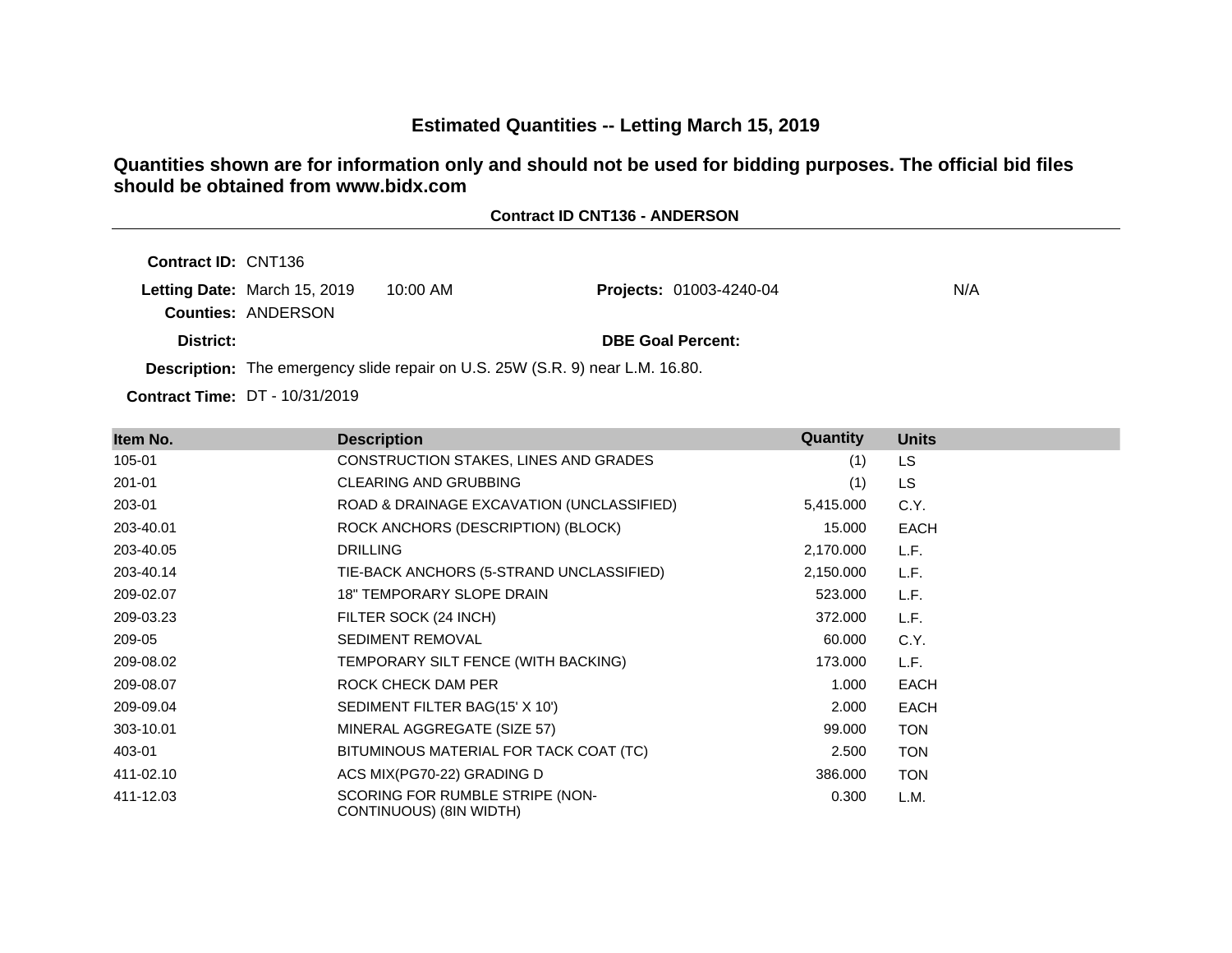# Estimated Quantities -- Letting March 15, 2019

**Quantities shown are for information only and should not be used for bidding purposes. The official bid files should be obtained from www.bidx.com**

**Contract ID CNT136 - ANDERSON**

**Contract ID:** CNT136

**Letting Date:** March 15, 2019 10:00 AM **Projects:** 01003-4240-04 N/A

**Counties:** ANDERSON

**District:**

**DBE Goal Percent:**

**Description:** The emergency slide repair on U.S. 25W (S.R. 9) near L.M. 16.80.

**Contract Time:** DT - 10/31/2019

| Item No. | Description | Quantity | Units |
|---|---|---|---|
| 105-01 | CONSTRUCTION STAKES, LINES AND GRADES | (1) | LS |
| 201-01 | CLEARING AND GRUBBING | (1) | LS |
| 203-01 | ROAD & DRAINAGE EXCAVATION (UNCLASSIFIED) | 5,415.000 | C.Y. |
| 203-40.01 | ROCK ANCHORS (DESCRIPTION) (BLOCK) | 15.000 | EACH |
| 203-40.05 | DRILLING | 2,170.000 | L.F. |
| 203-40.14 | TIE-BACK ANCHORS (5-STRAND UNCLASSIFIED) | 2,150.000 | L.F. |
| 209-02.07 | 18" TEMPORARY SLOPE DRAIN | 523.000 | L.F. |
| 209-03.23 | FILTER SOCK (24 INCH) | 372.000 | L.F. |
| 209-05 | SEDIMENT REMOVAL | 60.000 | C.Y. |
| 209-08.02 | TEMPORARY SILT FENCE (WITH BACKING) | 173.000 | L.F. |
| 209-08.07 | ROCK CHECK DAM PER | 1.000 | EACH |
| 209-09.04 | SEDIMENT FILTER BAG(15' X 10') | 2.000 | EACH |
| 303-10.01 | MINERAL AGGREGATE (SIZE 57) | 99.000 | TON |
| 403-01 | BITUMINOUS MATERIAL FOR TACK COAT (TC) | 2.500 | TON |
| 411-02.10 | ACS MIX(PG70-22) GRADING D | 386.000 | TON |
| 411-12.03 | SCORING FOR RUMBLE STRIPE (NON-CONTINUOUS) (8IN WIDTH) | 0.300 | L.M. |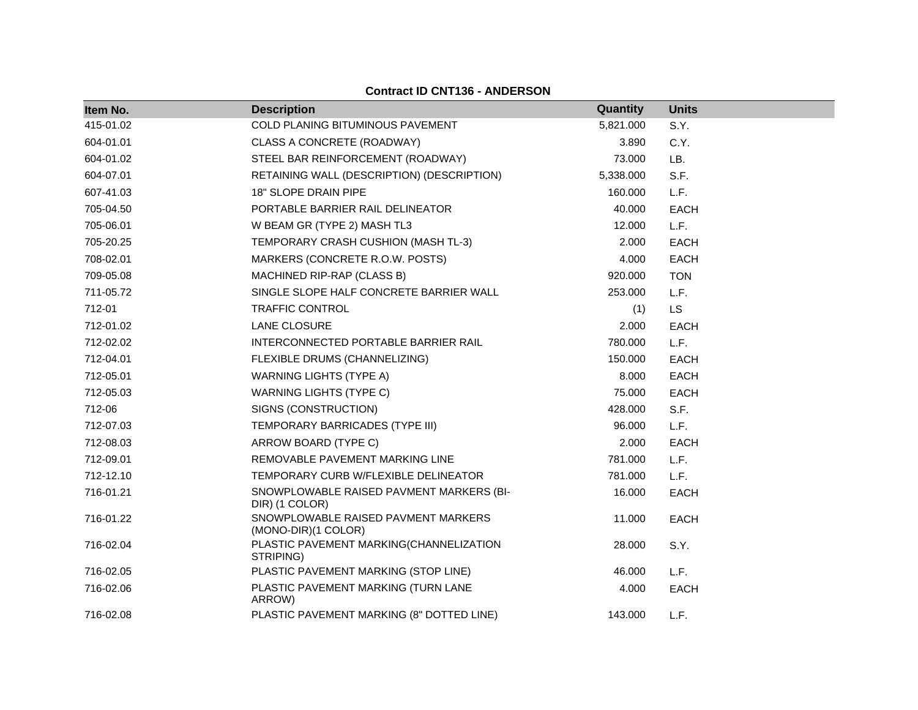**Contract ID CNT136 - ANDERSON**

| Item No. | Description | Quantity | Units |
|---|---|---|---|
| 415-01.02 | COLD PLANING BITUMINOUS PAVEMENT | 5,821.000 | S.Y. |
| 604-01.01 | CLASS A CONCRETE (ROADWAY) | 3.890 | C.Y. |
| 604-01.02 | STEEL BAR REINFORCEMENT (ROADWAY) | 73.000 | LB. |
| 604-07.01 | RETAINING WALL (DESCRIPTION) (DESCRIPTION) | 5,338.000 | S.F. |
| 607-41.03 | 18" SLOPE DRAIN PIPE | 160.000 | L.F. |
| 705-04.50 | PORTABLE BARRIER RAIL DELINEATOR | 40.000 | EACH |
| 705-06.01 | W BEAM GR (TYPE 2) MASH TL3 | 12.000 | L.F. |
| 705-20.25 | TEMPORARY CRASH CUSHION (MASH TL-3) | 2.000 | EACH |
| 708-02.01 | MARKERS (CONCRETE R.O.W. POSTS) | 4.000 | EACH |
| 709-05.08 | MACHINED RIP-RAP (CLASS B) | 920.000 | TON |
| 711-05.72 | SINGLE SLOPE HALF CONCRETE BARRIER WALL | 253.000 | L.F. |
| 712-01 | TRAFFIC CONTROL | (1) | LS |
| 712-01.02 | LANE CLOSURE | 2.000 | EACH |
| 712-02.02 | INTERCONNECTED PORTABLE BARRIER RAIL | 780.000 | L.F. |
| 712-04.01 | FLEXIBLE DRUMS (CHANNELIZING) | 150.000 | EACH |
| 712-05.01 | WARNING LIGHTS (TYPE A) | 8.000 | EACH |
| 712-05.03 | WARNING LIGHTS (TYPE C) | 75.000 | EACH |
| 712-06 | SIGNS (CONSTRUCTION) | 428.000 | S.F. |
| 712-07.03 | TEMPORARY BARRICADES (TYPE III) | 96.000 | L.F. |
| 712-08.03 | ARROW BOARD (TYPE C) | 2.000 | EACH |
| 712-09.01 | REMOVABLE PAVEMENT MARKING LINE | 781.000 | L.F. |
| 712-12.10 | TEMPORARY CURB W/FLEXIBLE DELINEATOR | 781.000 | L.F. |
| 716-01.21 | SNOWPLOWABLE RAISED PAVMENT MARKERS (BI-DIR) (1 COLOR) | 16.000 | EACH |
| 716-01.22 | SNOWPLOWABLE RAISED PAVMENT MARKERS (MONO-DIR)(1 COLOR) | 11.000 | EACH |
| 716-02.04 | PLASTIC PAVEMENT MARKING(CHANNELIZATION STRIPING) | 28.000 | S.Y. |
| 716-02.05 | PLASTIC PAVEMENT MARKING (STOP LINE) | 46.000 | L.F. |
| 716-02.06 | PLASTIC PAVEMENT MARKING (TURN LANE ARROW) | 4.000 | EACH |
| 716-02.08 | PLASTIC PAVEMENT MARKING (8" DOTTED LINE) | 143.000 | L.F. |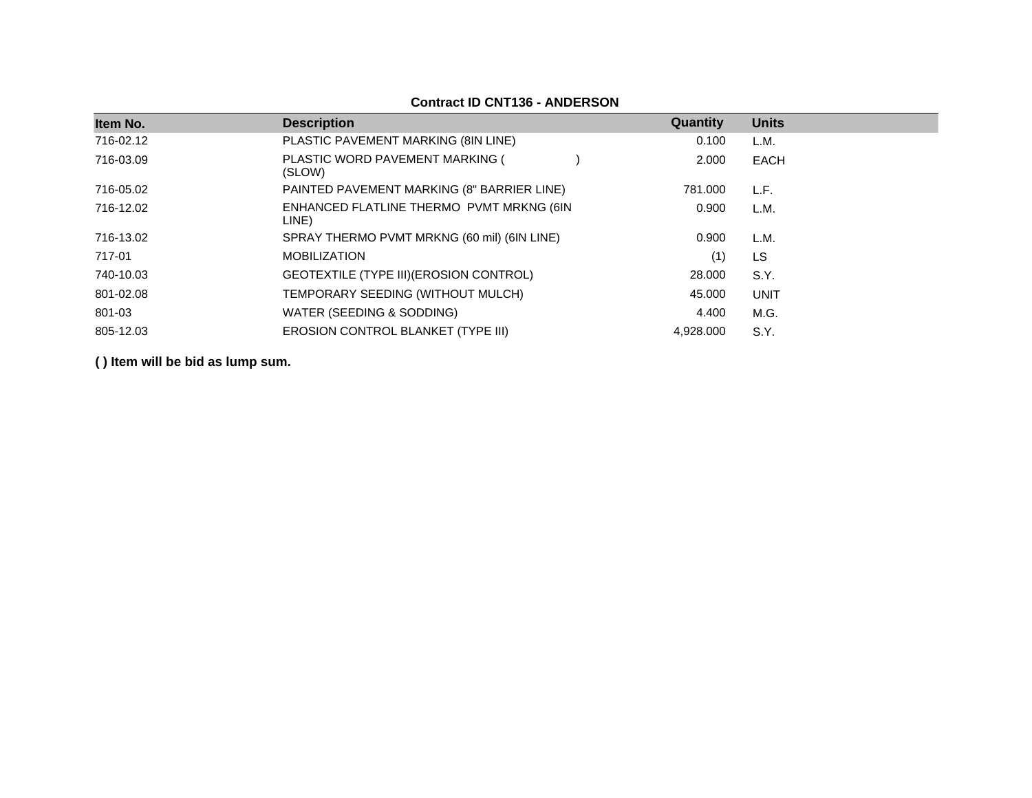**Contract ID CNT136 - ANDERSON**

| Item No. | Description | Quantity | Units |
|---|---|---|---|
| 716-02.12 | PLASTIC PAVEMENT MARKING (8IN LINE) | 0.100 | L.M. |
| 716-03.09 | PLASTIC WORD PAVEMENT MARKING ( ) (SLOW) | 2.000 | EACH |
| 716-05.02 | PAINTED PAVEMENT MARKING (8" BARRIER LINE) | 781.000 | L.F. |
| 716-12.02 | ENHANCED FLATLINE THERMO PVMT MRKNG (6IN LINE) | 0.900 | L.M. |
| 716-13.02 | SPRAY THERMO PVMT MRKNG (60 mil) (6IN LINE) | 0.900 | L.M. |
| 717-01 | MOBILIZATION | (1) | LS |
| 740-10.03 | GEOTEXTILE (TYPE III)(EROSION CONTROL) | 28.000 | S.Y. |
| 801-02.08 | TEMPORARY SEEDING (WITHOUT MULCH) | 45.000 | UNIT |
| 801-03 | WATER (SEEDING & SODDING) | 4.400 | M.G. |
| 805-12.03 | EROSION CONTROL BLANKET (TYPE III) | 4,928.000 | S.Y. |

**( ) Item will be bid as lump sum.**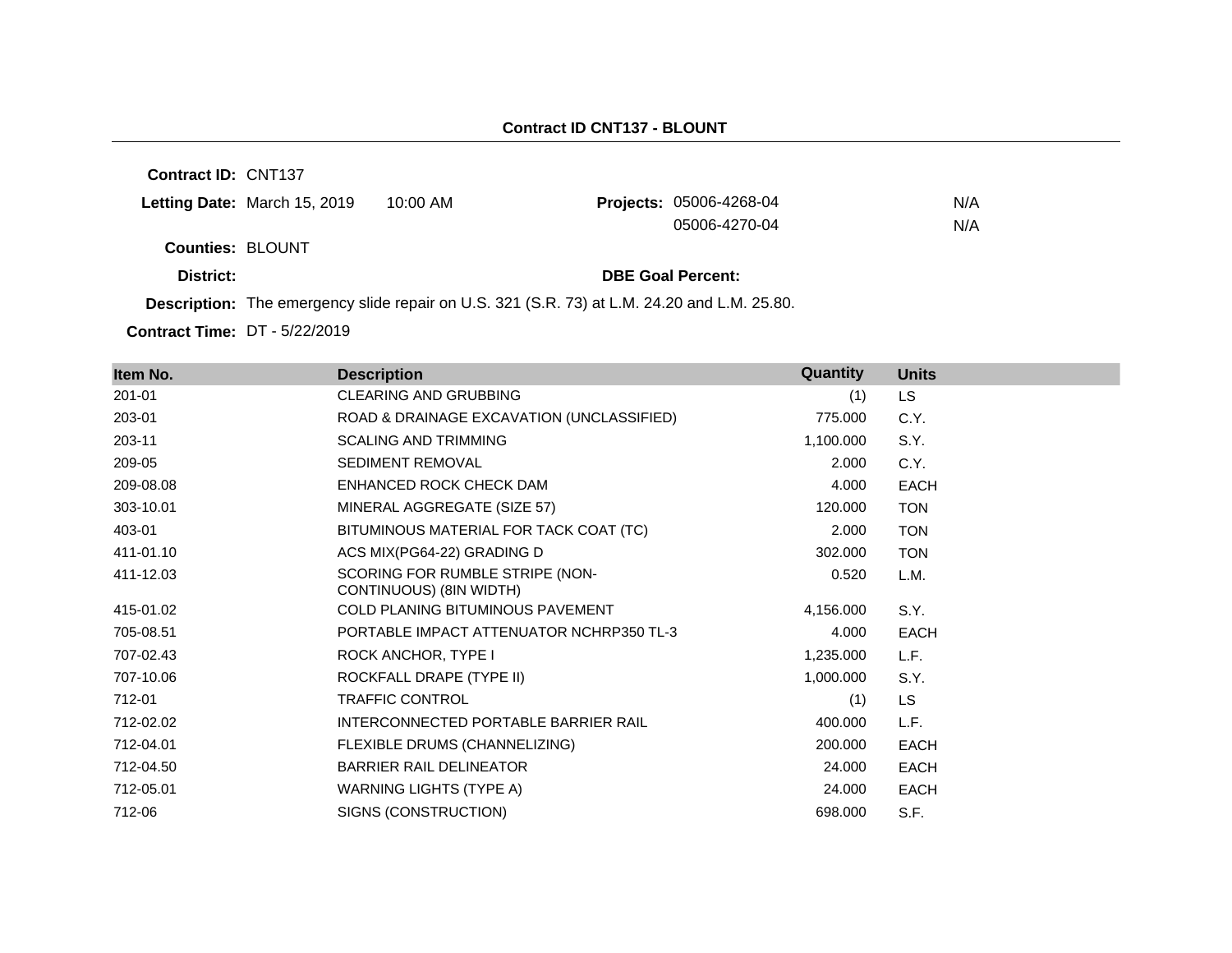**Contract ID CNT137 - BLOUNT**

**Contract ID:** CNT137

**Letting Date:** March 15, 2019 10:00 AM

**Projects:** 05006-4268-04 N/A
05006-4270-04 N/A

**Counties:** BLOUNT

**District:**

**DBE Goal Percent:**

**Description:** The emergency slide repair on U.S. 321 (S.R. 73) at L.M. 24.20 and L.M. 25.80.

**Contract Time:** DT - 5/22/2019

| Item No. | Description | Quantity | Units |
|---|---|---|---|
| 201-01 | CLEARING AND GRUBBING | (1) | LS |
| 203-01 | ROAD & DRAINAGE EXCAVATION (UNCLASSIFIED) | 775.000 | C.Y. |
| 203-11 | SCALING AND TRIMMING | 1,100.000 | S.Y. |
| 209-05 | SEDIMENT REMOVAL | 2.000 | C.Y. |
| 209-08.08 | ENHANCED ROCK CHECK DAM | 4.000 | EACH |
| 303-10.01 | MINERAL AGGREGATE (SIZE 57) | 120.000 | TON |
| 403-01 | BITUMINOUS MATERIAL FOR TACK COAT (TC) | 2.000 | TON |
| 411-01.10 | ACS MIX(PG64-22) GRADING D | 302.000 | TON |
| 411-12.03 | SCORING FOR RUMBLE STRIPE (NON-CONTINUOUS) (8IN WIDTH) | 0.520 | L.M. |
| 415-01.02 | COLD PLANING BITUMINOUS PAVEMENT | 4,156.000 | S.Y. |
| 705-08.51 | PORTABLE IMPACT ATTENUATOR NCHRP350 TL-3 | 4.000 | EACH |
| 707-02.43 | ROCK ANCHOR, TYPE I | 1,235.000 | L.F. |
| 707-10.06 | ROCKFALL DRAPE (TYPE II) | 1,000.000 | S.Y. |
| 712-01 | TRAFFIC CONTROL | (1) | LS |
| 712-02.02 | INTERCONNECTED PORTABLE BARRIER RAIL | 400.000 | L.F. |
| 712-04.01 | FLEXIBLE DRUMS (CHANNELIZING) | 200.000 | EACH |
| 712-04.50 | BARRIER RAIL DELINEATOR | 24.000 | EACH |
| 712-05.01 | WARNING LIGHTS (TYPE A) | 24.000 | EACH |
| 712-06 | SIGNS (CONSTRUCTION) | 698.000 | S.F. |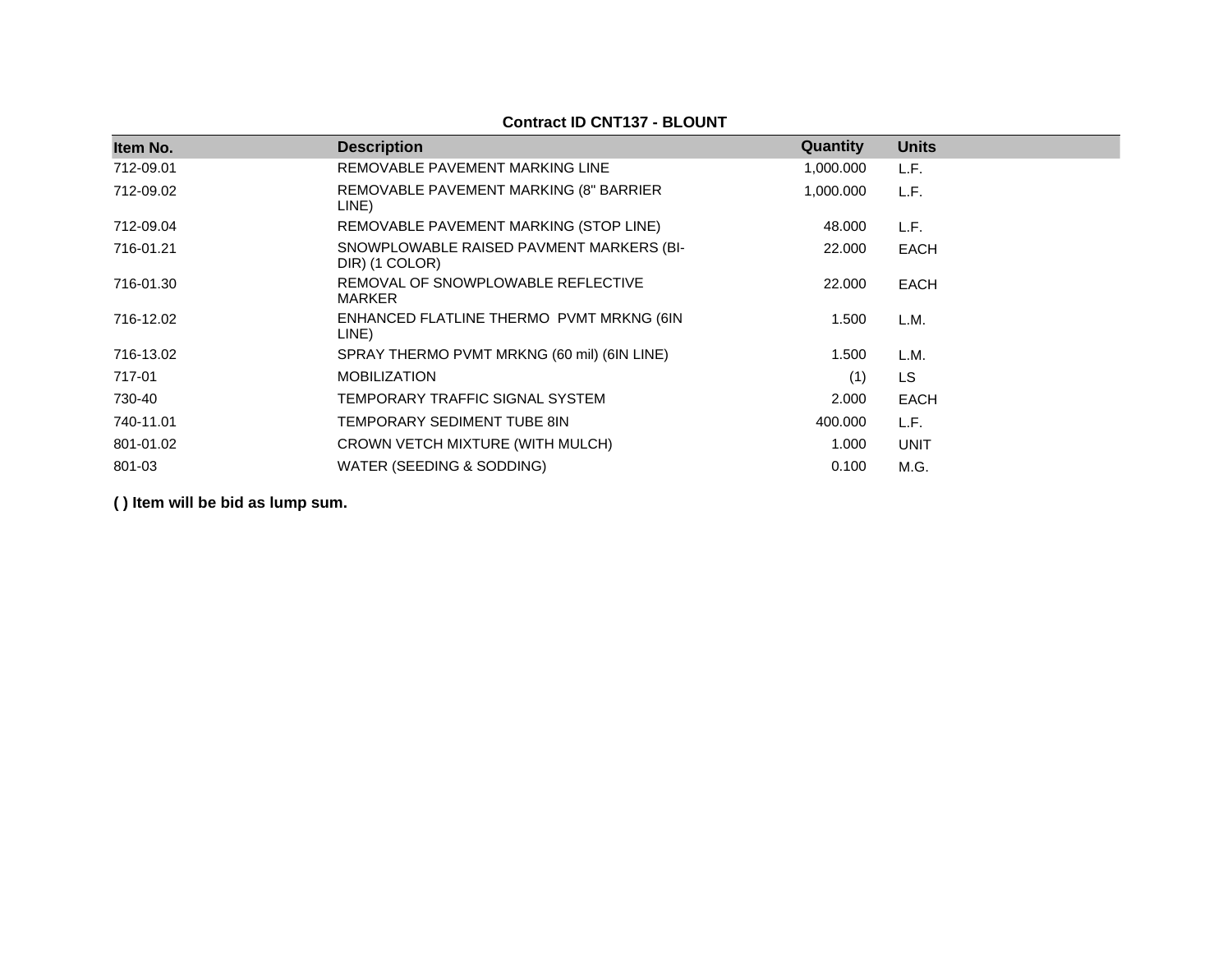**Contract ID CNT137 - BLOUNT**

| Item No. | Description | Quantity | Units |
|---|---|---|---|
| 712-09.01 | REMOVABLE PAVEMENT MARKING LINE | 1,000.000 | L.F. |
| 712-09.02 | REMOVABLE PAVEMENT MARKING (8" BARRIER LINE) | 1,000.000 | L.F. |
| 712-09.04 | REMOVABLE PAVEMENT MARKING (STOP LINE) | 48.000 | L.F. |
| 716-01.21 | SNOWPLOWABLE RAISED PAVMENT MARKERS (BI-DIR) (1 COLOR) | 22.000 | EACH |
| 716-01.30 | REMOVAL OF SNOWPLOWABLE REFLECTIVE MARKER | 22.000 | EACH |
| 716-12.02 | ENHANCED FLATLINE THERMO PVMT MRKNG (6IN LINE) | 1.500 | L.M. |
| 716-13.02 | SPRAY THERMO PVMT MRKNG (60 mil) (6IN LINE) | 1.500 | L.M. |
| 717-01 | MOBILIZATION | (1) | LS |
| 730-40 | TEMPORARY TRAFFIC SIGNAL SYSTEM | 2.000 | EACH |
| 740-11.01 | TEMPORARY SEDIMENT TUBE 8IN | 400.000 | L.F. |
| 801-01.02 | CROWN VETCH MIXTURE (WITH MULCH) | 1.000 | UNIT |
| 801-03 | WATER (SEEDING & SODDING) | 0.100 | M.G. |

**( ) Item will be bid as lump sum.**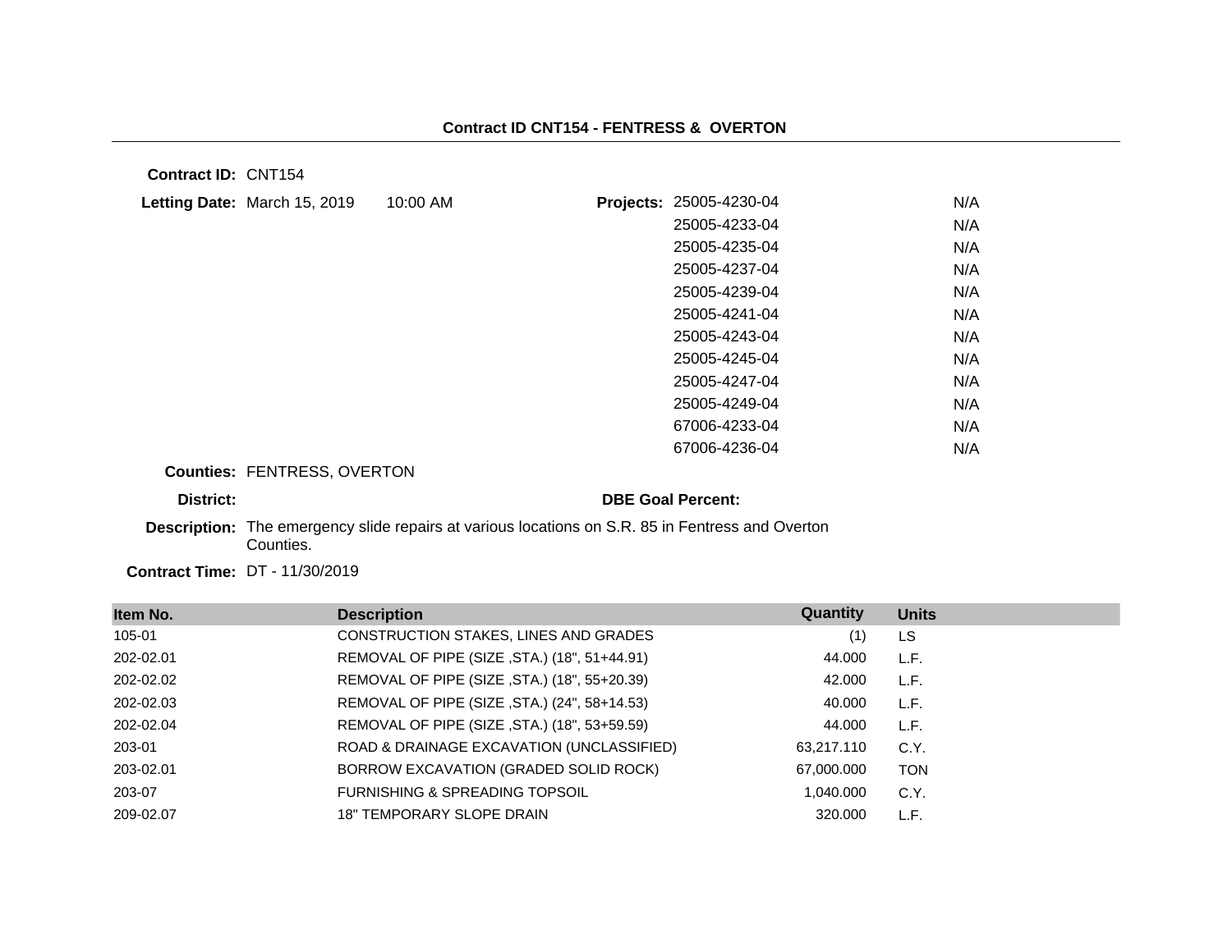## Contract ID CNT154 - FENTRESS & OVERTON

**Contract ID:** CNT154

**Letting Date:** March 15, 2019 10:00 AM

**Projects:**

| Project | |
|---|---|
| 25005-4230-04 | N/A |
| 25005-4233-04 | N/A |
| 25005-4235-04 | N/A |
| 25005-4237-04 | N/A |
| 25005-4239-04 | N/A |
| 25005-4241-04 | N/A |
| 25005-4243-04 | N/A |
| 25005-4245-04 | N/A |
| 25005-4247-04 | N/A |
| 25005-4249-04 | N/A |
| 67006-4233-04 | N/A |
| 67006-4236-04 | N/A |

**Counties:** FENTRESS, OVERTON

**District:**

**DBE Goal Percent:**

**Description:** The emergency slide repairs at various locations on S.R. 85 in Fentress and Overton Counties.

**Contract Time:** DT - 11/30/2019

| Item No. | Description | Quantity | Units |
|---|---|---|---|
| 105-01 | CONSTRUCTION STAKES, LINES AND GRADES | (1) | LS |
| 202-02.01 | REMOVAL OF PIPE (SIZE ,STA.) (18", 51+44.91) | 44.000 | L.F. |
| 202-02.02 | REMOVAL OF PIPE (SIZE ,STA.) (18", 55+20.39) | 42.000 | L.F. |
| 202-02.03 | REMOVAL OF PIPE (SIZE ,STA.) (24", 58+14.53) | 40.000 | L.F. |
| 202-02.04 | REMOVAL OF PIPE (SIZE ,STA.) (18", 53+59.59) | 44.000 | L.F. |
| 203-01 | ROAD & DRAINAGE EXCAVATION (UNCLASSIFIED) | 63,217.110 | C.Y. |
| 203-02.01 | BORROW EXCAVATION (GRADED SOLID ROCK) | 67,000.000 | TON |
| 203-07 | FURNISHING & SPREADING TOPSOIL | 1,040.000 | C.Y. |
| 209-02.07 | 18" TEMPORARY SLOPE DRAIN | 320.000 | L.F. |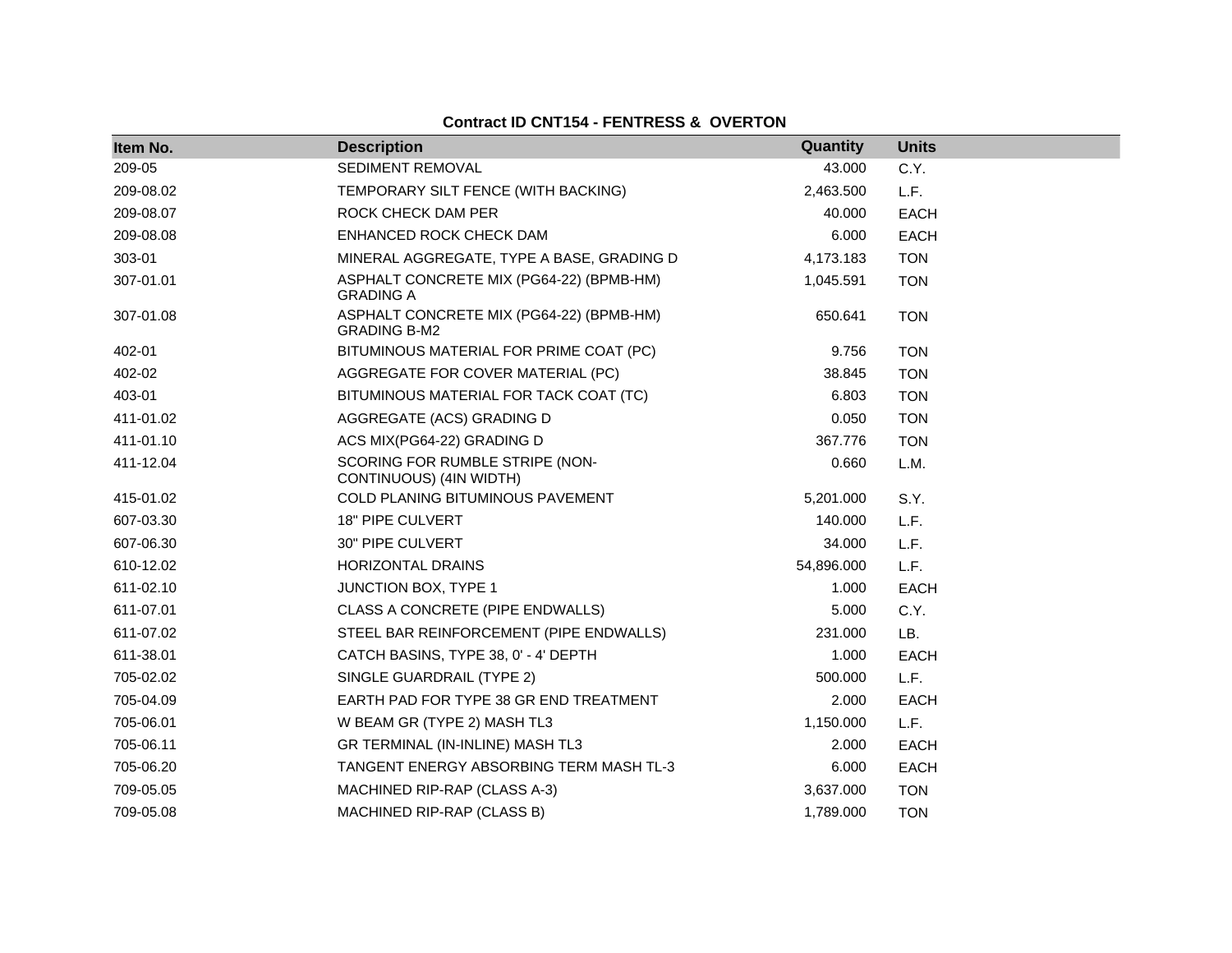**Contract ID CNT154 - FENTRESS & OVERTON**

| Item No. | Description | Quantity | Units |
|---|---|---|---|
| 209-05 | SEDIMENT REMOVAL | 43.000 | C.Y. |
| 209-08.02 | TEMPORARY SILT FENCE (WITH BACKING) | 2,463.500 | L.F. |
| 209-08.07 | ROCK CHECK DAM PER | 40.000 | EACH |
| 209-08.08 | ENHANCED ROCK CHECK DAM | 6.000 | EACH |
| 303-01 | MINERAL AGGREGATE, TYPE A BASE, GRADING D | 4,173.183 | TON |
| 307-01.01 | ASPHALT CONCRETE MIX (PG64-22) (BPMB-HM) GRADING A | 1,045.591 | TON |
| 307-01.08 | ASPHALT CONCRETE MIX (PG64-22) (BPMB-HM) GRADING B-M2 | 650.641 | TON |
| 402-01 | BITUMINOUS MATERIAL FOR PRIME COAT (PC) | 9.756 | TON |
| 402-02 | AGGREGATE FOR COVER MATERIAL (PC) | 38.845 | TON |
| 403-01 | BITUMINOUS MATERIAL FOR TACK COAT (TC) | 6.803 | TON |
| 411-01.02 | AGGREGATE (ACS) GRADING D | 0.050 | TON |
| 411-01.10 | ACS MIX(PG64-22) GRADING D | 367.776 | TON |
| 411-12.04 | SCORING FOR RUMBLE STRIPE (NON-CONTINUOUS) (4IN WIDTH) | 0.660 | L.M. |
| 415-01.02 | COLD PLANING BITUMINOUS PAVEMENT | 5,201.000 | S.Y. |
| 607-03.30 | 18" PIPE CULVERT | 140.000 | L.F. |
| 607-06.30 | 30" PIPE CULVERT | 34.000 | L.F. |
| 610-12.02 | HORIZONTAL DRAINS | 54,896.000 | L.F. |
| 611-02.10 | JUNCTION BOX, TYPE 1 | 1.000 | EACH |
| 611-07.01 | CLASS A CONCRETE (PIPE ENDWALLS) | 5.000 | C.Y. |
| 611-07.02 | STEEL BAR REINFORCEMENT (PIPE ENDWALLS) | 231.000 | LB. |
| 611-38.01 | CATCH BASINS, TYPE 38, 0' - 4' DEPTH | 1.000 | EACH |
| 705-02.02 | SINGLE GUARDRAIL (TYPE 2) | 500.000 | L.F. |
| 705-04.09 | EARTH PAD FOR TYPE 38 GR END TREATMENT | 2.000 | EACH |
| 705-06.01 | W BEAM GR (TYPE 2) MASH TL3 | 1,150.000 | L.F. |
| 705-06.11 | GR TERMINAL (IN-INLINE) MASH TL3 | 2.000 | EACH |
| 705-06.20 | TANGENT ENERGY ABSORBING TERM MASH TL-3 | 6.000 | EACH |
| 709-05.05 | MACHINED RIP-RAP (CLASS A-3) | 3,637.000 | TON |
| 709-05.08 | MACHINED RIP-RAP (CLASS B) | 1,789.000 | TON |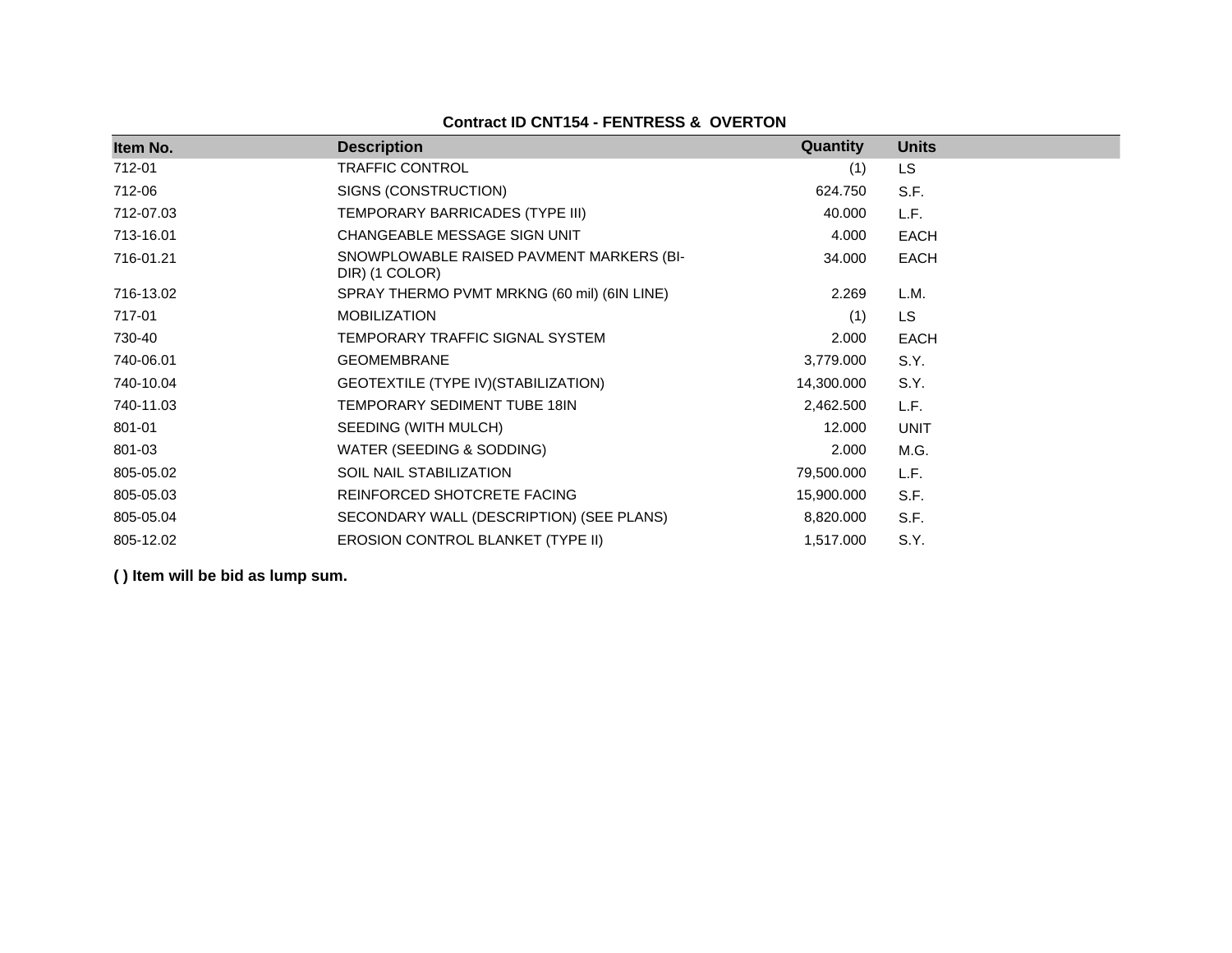**Contract ID CNT154 - FENTRESS & OVERTON**

| Item No. | Description | Quantity | Units |
|---|---|---|---|
| 712-01 | TRAFFIC CONTROL | (1) | LS |
| 712-06 | SIGNS (CONSTRUCTION) | 624.750 | S.F. |
| 712-07.03 | TEMPORARY BARRICADES (TYPE III) | 40.000 | L.F. |
| 713-16.01 | CHANGEABLE MESSAGE SIGN UNIT | 4.000 | EACH |
| 716-01.21 | SNOWPLOWABLE RAISED PAVMENT MARKERS (BI-DIR) (1 COLOR) | 34.000 | EACH |
| 716-13.02 | SPRAY THERMO PVMT MRKNG (60 mil) (6IN LINE) | 2.269 | L.M. |
| 717-01 | MOBILIZATION | (1) | LS |
| 730-40 | TEMPORARY TRAFFIC SIGNAL SYSTEM | 2.000 | EACH |
| 740-06.01 | GEOMEMBRANE | 3,779.000 | S.Y. |
| 740-10.04 | GEOTEXTILE (TYPE IV)(STABILIZATION) | 14,300.000 | S.Y. |
| 740-11.03 | TEMPORARY SEDIMENT TUBE 18IN | 2,462.500 | L.F. |
| 801-01 | SEEDING (WITH MULCH) | 12.000 | UNIT |
| 801-03 | WATER (SEEDING & SODDING) | 2.000 | M.G. |
| 805-05.02 | SOIL NAIL STABILIZATION | 79,500.000 | L.F. |
| 805-05.03 | REINFORCED SHOTCRETE FACING | 15,900.000 | S.F. |
| 805-05.04 | SECONDARY WALL (DESCRIPTION) (SEE PLANS) | 8,820.000 | S.F. |
| 805-12.02 | EROSION CONTROL BLANKET (TYPE II) | 1,517.000 | S.Y. |

**( ) Item will be bid as lump sum.**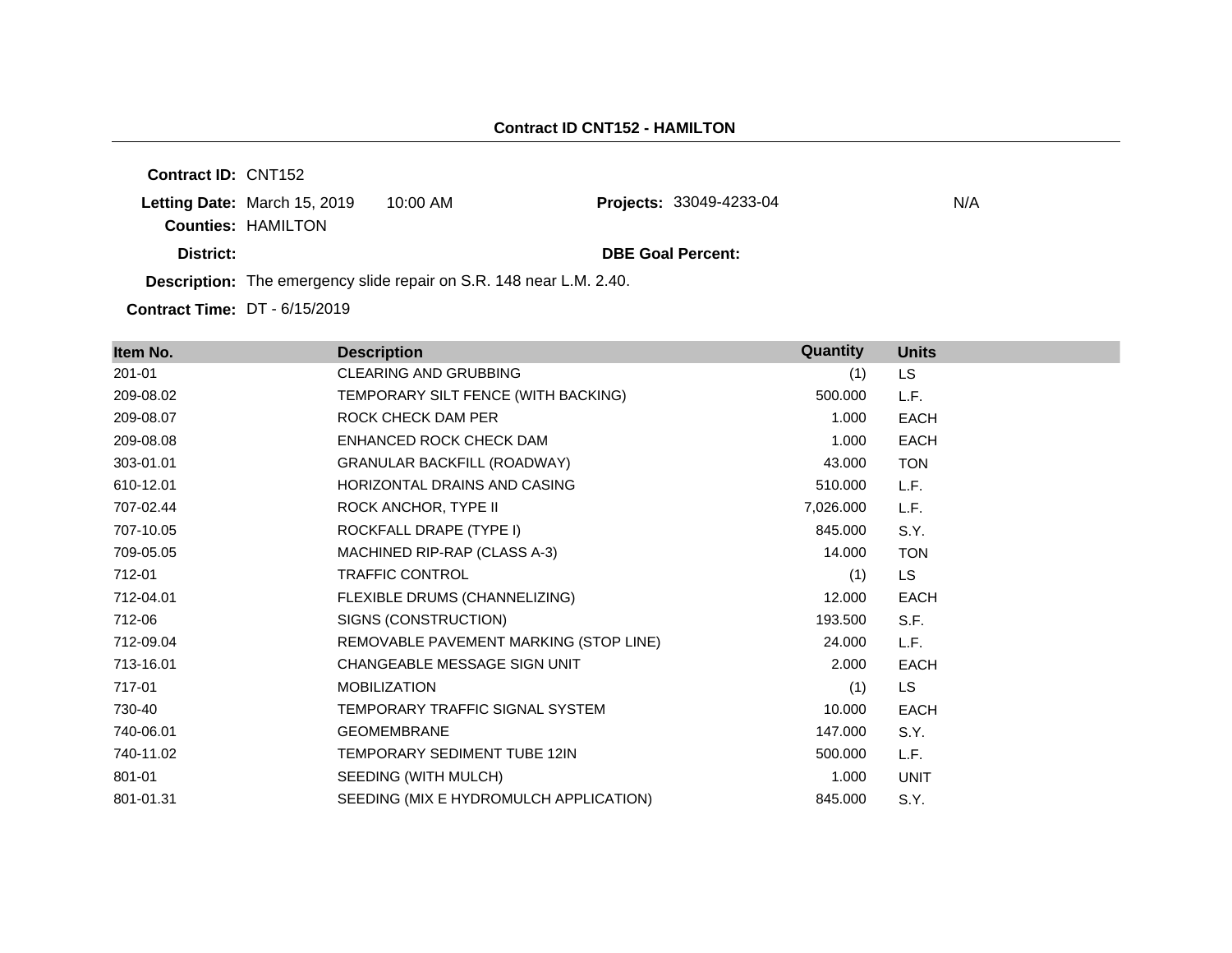## Contract ID CNT152 - HAMILTON

**Contract ID:** CNT152

**Letting Date:** March 15, 2019 10:00 AM **Projects:** 33049-4233-04 N/A

**Counties:** HAMILTON

**District:** **DBE Goal Percent:**

**Description:** The emergency slide repair on S.R. 148 near L.M. 2.40.

**Contract Time:** DT - 6/15/2019

| Item No. | Description | Quantity | Units |
|---|---|---|---|
| 201-01 | CLEARING AND GRUBBING | (1) | LS |
| 209-08.02 | TEMPORARY SILT FENCE (WITH BACKING) | 500.000 | L.F. |
| 209-08.07 | ROCK CHECK DAM PER | 1.000 | EACH |
| 209-08.08 | ENHANCED ROCK CHECK DAM | 1.000 | EACH |
| 303-01.01 | GRANULAR BACKFILL (ROADWAY) | 43.000 | TON |
| 610-12.01 | HORIZONTAL DRAINS AND CASING | 510.000 | L.F. |
| 707-02.44 | ROCK ANCHOR, TYPE II | 7,026.000 | L.F. |
| 707-10.05 | ROCKFALL DRAPE (TYPE I) | 845.000 | S.Y. |
| 709-05.05 | MACHINED RIP-RAP (CLASS A-3) | 14.000 | TON |
| 712-01 | TRAFFIC CONTROL | (1) | LS |
| 712-04.01 | FLEXIBLE DRUMS (CHANNELIZING) | 12.000 | EACH |
| 712-06 | SIGNS (CONSTRUCTION) | 193.500 | S.F. |
| 712-09.04 | REMOVABLE PAVEMENT MARKING (STOP LINE) | 24.000 | L.F. |
| 713-16.01 | CHANGEABLE MESSAGE SIGN UNIT | 2.000 | EACH |
| 717-01 | MOBILIZATION | (1) | LS |
| 730-40 | TEMPORARY TRAFFIC SIGNAL SYSTEM | 10.000 | EACH |
| 740-06.01 | GEOMEMBRANE | 147.000 | S.Y. |
| 740-11.02 | TEMPORARY SEDIMENT TUBE 12IN | 500.000 | L.F. |
| 801-01 | SEEDING (WITH MULCH) | 1.000 | UNIT |
| 801-01.31 | SEEDING (MIX E HYDROMULCH APPLICATION) | 845.000 | S.Y. |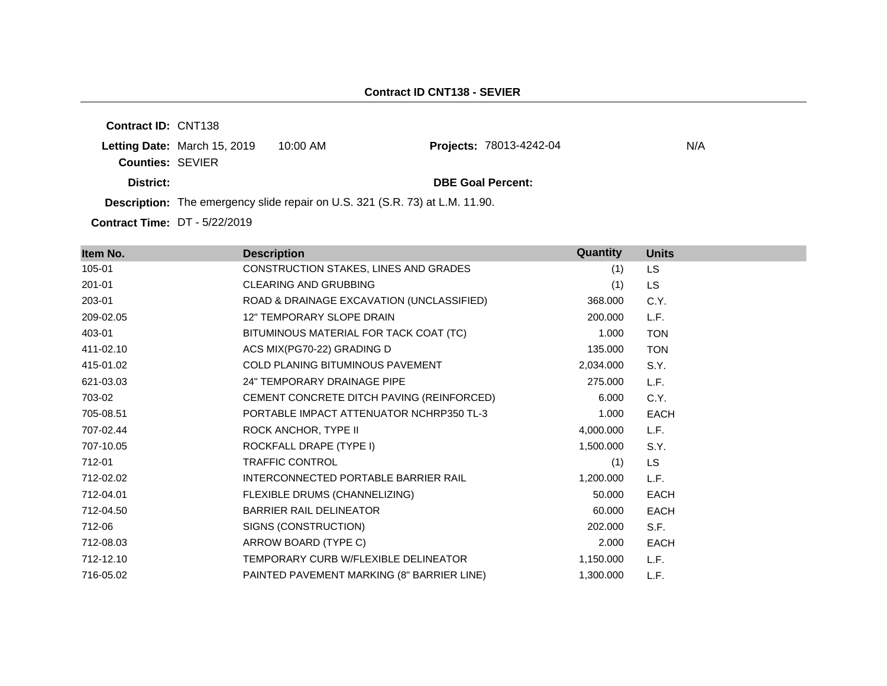## Contract ID CNT138 - SEVIER

**Contract ID:** CNT138

**Letting Date:** March 15, 2019 10:00 AM **Projects:** 78013-4242-04 N/A

**Counties:** SEVIER

**District:** **DBE Goal Percent:**

**Description:** The emergency slide repair on U.S. 321 (S.R. 73) at L.M. 11.90.

**Contract Time:** DT - 5/22/2019

| Item No. | Description | Quantity | Units |
|---|---|---|---|
| 105-01 | CONSTRUCTION STAKES, LINES AND GRADES | (1) | LS |
| 201-01 | CLEARING AND GRUBBING | (1) | LS |
| 203-01 | ROAD & DRAINAGE EXCAVATION (UNCLASSIFIED) | 368.000 | C.Y. |
| 209-02.05 | 12" TEMPORARY SLOPE DRAIN | 200.000 | L.F. |
| 403-01 | BITUMINOUS MATERIAL FOR TACK COAT (TC) | 1.000 | TON |
| 411-02.10 | ACS MIX(PG70-22) GRADING D | 135.000 | TON |
| 415-01.02 | COLD PLANING BITUMINOUS PAVEMENT | 2,034.000 | S.Y. |
| 621-03.03 | 24" TEMPORARY DRAINAGE PIPE | 275.000 | L.F. |
| 703-02 | CEMENT CONCRETE DITCH PAVING (REINFORCED) | 6.000 | C.Y. |
| 705-08.51 | PORTABLE IMPACT ATTENUATOR NCHRP350 TL-3 | 1.000 | EACH |
| 707-02.44 | ROCK ANCHOR, TYPE II | 4,000.000 | L.F. |
| 707-10.05 | ROCKFALL DRAPE (TYPE I) | 1,500.000 | S.Y. |
| 712-01 | TRAFFIC CONTROL | (1) | LS |
| 712-02.02 | INTERCONNECTED PORTABLE BARRIER RAIL | 1,200.000 | L.F. |
| 712-04.01 | FLEXIBLE DRUMS (CHANNELIZING) | 50.000 | EACH |
| 712-04.50 | BARRIER RAIL DELINEATOR | 60.000 | EACH |
| 712-06 | SIGNS (CONSTRUCTION) | 202.000 | S.F. |
| 712-08.03 | ARROW BOARD (TYPE C) | 2.000 | EACH |
| 712-12.10 | TEMPORARY CURB W/FLEXIBLE DELINEATOR | 1,150.000 | L.F. |
| 716-05.02 | PAINTED PAVEMENT MARKING (8" BARRIER LINE) | 1,300.000 | L.F. |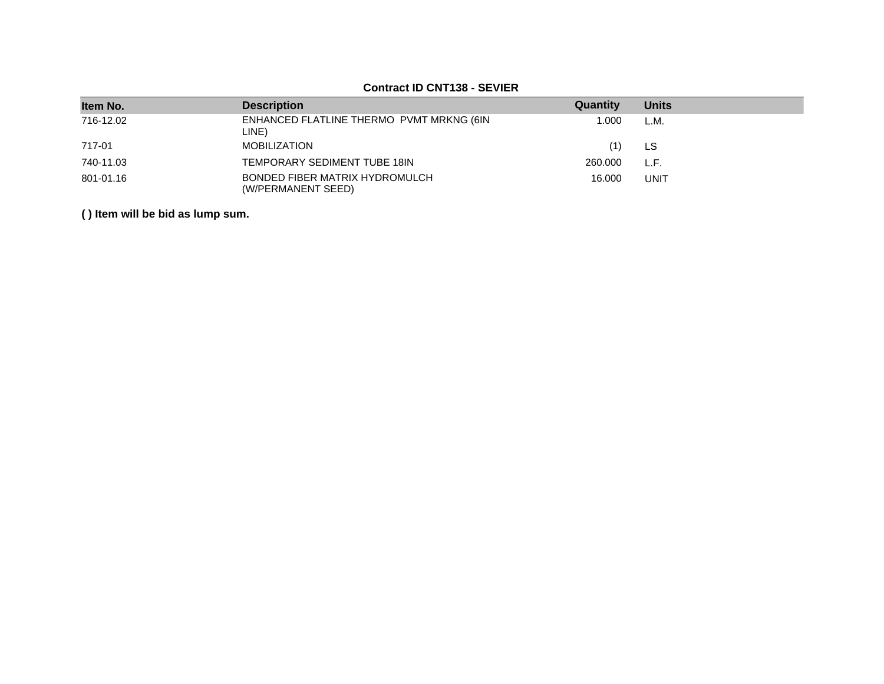**Contract ID CNT138 - SEVIER**

| Item No. | Description | Quantity | Units |
|---|---|---|---|
| 716-12.02 | ENHANCED FLATLINE THERMO PVMT MRKNG (6IN LINE) | 1.000 | L.M. |
| 717-01 | MOBILIZATION | (1) | LS |
| 740-11.03 | TEMPORARY SEDIMENT TUBE 18IN | 260.000 | L.F. |
| 801-01.16 | BONDED FIBER MATRIX HYDROMULCH (W/PERMANENT SEED) | 16.000 | UNIT |

**( ) Item will be bid as lump sum.**